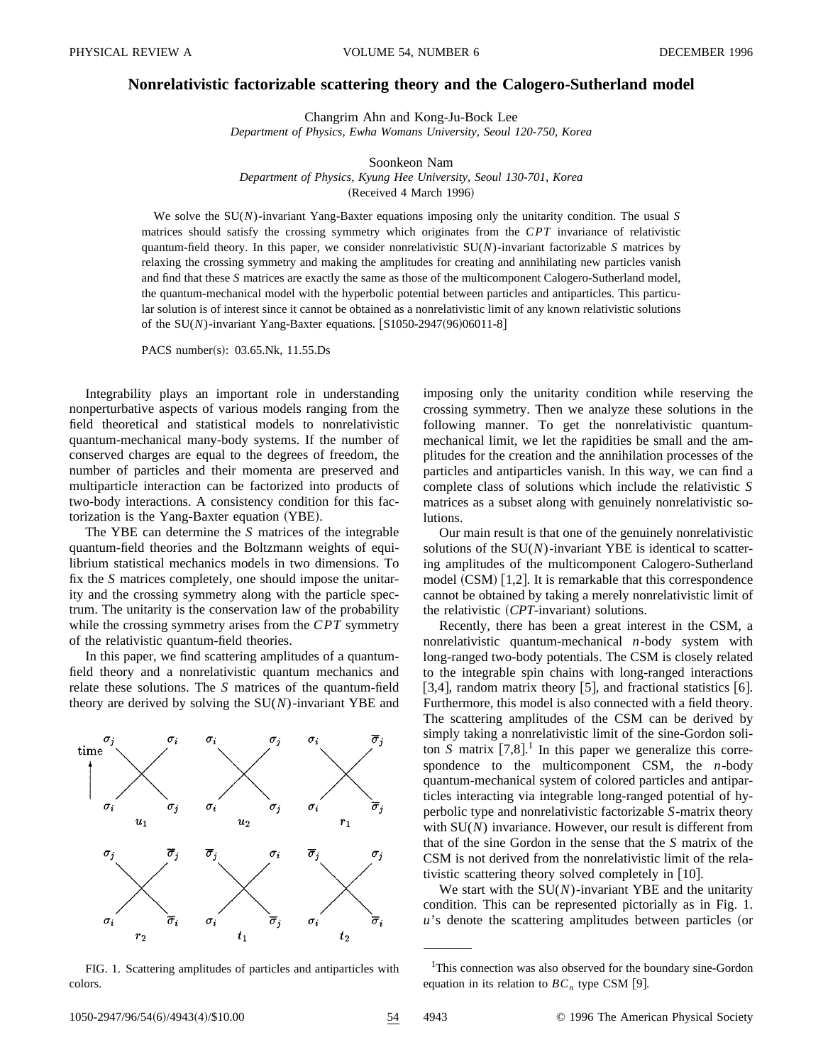# Nonrelativistic factorizable scattering theory and the Calogero-Sutherland model

Changrim Ahn and Kong-Ju-Bock Lee

*Department of Physics, Ewha Womans University, Seoul 120-750, Korea*

Soonkeon Nam

*Department of Physics, Kyung Hee University, Seoul 130-701, Korea*

(Received 4 March 1996)

We solve the SU($N$)-invariant Yang-Baxter equations imposing only the unitarity condition. The usual $S$ matrices should satisfy the crossing symmetry which originates from the $CPT$ invariance of relativistic quantum-field theory. In this paper, we consider nonrelativistic SU($N$)-invariant factorizable $S$ matrices by relaxing the crossing symmetry and making the amplitudes for creating and annihilating new particles vanish and find that these $S$ matrices are exactly the same as those of the multicomponent Calogero-Sutherland model, the quantum-mechanical model with the hyperbolic potential between particles and antiparticles. This particular solution is of interest since it cannot be obtained as a nonrelativistic limit of any known relativistic solutions of the SU($N$)-invariant Yang-Baxter equations. [S1050-2947(96)06011-8]

PACS number(s): 03.65.Nk, 11.55.Ds

Integrability plays an important role in understanding nonperturbative aspects of various models ranging from the field theoretical and statistical models to nonrelativistic quantum-mechanical many-body systems. If the number of conserved charges are equal to the degrees of freedom, the number of particles and their momenta are preserved and multiparticle interaction can be factorized into products of two-body interactions. A consistency condition for this factorization is the Yang-Baxter equation (YBE).

The YBE can determine the $S$ matrices of the integrable quantum-field theories and the Boltzmann weights of equilibrium statistical mechanics models in two dimensions. To fix the $S$ matrices completely, one should impose the unitarity and the crossing symmetry along with the particle spectrum. The unitarity is the conservation law of the probability while the crossing symmetry arises from the $CPT$ symmetry of the relativistic quantum-field theories.

In this paper, we find scattering amplitudes of a quantum-field theory and a nonrelativistic quantum mechanics and relate these solutions. The $S$ matrices of the quantum-field theory are derived by solving the SU($N$)-invariant YBE and imposing only the unitarity condition while reserving the crossing symmetry. Then we analyze these solutions in the following manner. To get the nonrelativistic quantum-mechanical limit, we let the rapidities be small and the amplitudes for the creation and the annihilation processes of the particles and antiparticles vanish. In this way, we can find a complete class of solutions which include the relativistic $S$ matrices as a subset along with genuinely nonrelativistic solutions.

Our main result is that one of the genuinely nonrelativistic solutions of the SU($N$)-invariant YBE is identical to scattering amplitudes of the multicomponent Calogero-Sutherland model (CSM) [1,2]. It is remarkable that this correspondence cannot be obtained by taking a merely nonrelativistic limit of the relativistic ($CPT$-invariant) solutions.

Recently, there has been a great interest in the CSM, a nonrelativistic quantum-mechanical $n$-body system with long-ranged two-body potentials. The CSM is closely related to the integrable spin chains with long-ranged interactions [3,4], random matrix theory [5], and fractional statistics [6]. Furthermore, this model is also connected with a field theory. The scattering amplitudes of the CSM can be derived by simply taking a nonrelativistic limit of the sine-Gordon soliton $S$ matrix [7,8].[1] In this paper we generalize this correspondence to the multicomponent CSM, the $n$-body quantum-mechanical system of colored particles and antiparticles interacting via integrable long-ranged potential of hyperbolic type and nonrelativistic factorizable $S$-matrix theory with SU($N$) invariance. However, our result is different from that of the sine Gordon in the sense that the $S$ matrix of the CSM is not derived from the nonrelativistic limit of the relativistic scattering theory solved completely in [10].

We start with the SU($N$)-invariant YBE and the unitarity condition. This can be represented pictorially as in Fig. 1. $u$'s denote the scattering amplitudes between particles (or

FIG. 1. Scattering amplitudes of particles and antiparticles with colors.

[1] This connection was also observed for the boundary sine-Gordon equation in its relation to $BC_n$ type CSM [9].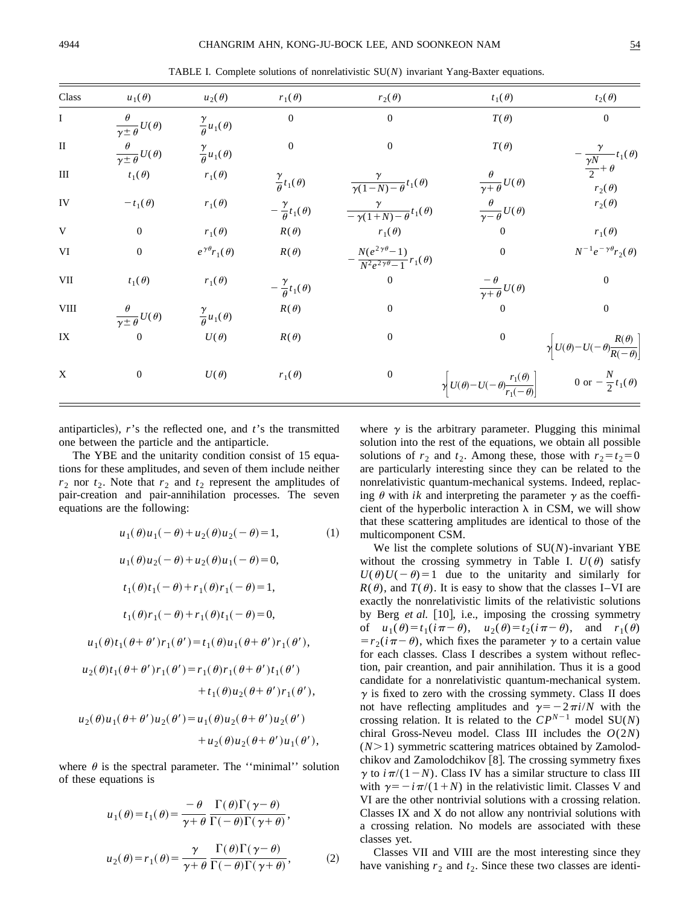TABLE I. Complete solutions of nonrelativistic SU($N$) invariant Yang-Baxter equations.

| Class | $u_1(\theta)$ | $u_2(\theta)$ | $r_1(\theta)$ | $r_2(\theta)$ | $t_1(\theta)$ | $t_2(\theta)$ |
|---|---|---|---|---|---|---|
| I | $\frac{\theta}{\gamma\pm\theta}U(\theta)$ | $\frac{\gamma}{\theta}u_1(\theta)$ | 0 | 0 | $T(\theta)$ | 0 |
| II | $\frac{\theta}{\gamma\pm\theta}U(\theta)$ | $\frac{\gamma}{\theta}u_1(\theta)$ | 0 | 0 | $T(\theta)$ | $-\frac{\gamma}{\frac{\gamma N}{2}+\theta}t_1(\theta)$ |
| III | $t_1(\theta)$ | $r_1(\theta)$ | $\frac{\gamma}{\theta}t_1(\theta)$ | $\frac{\gamma}{\gamma(1-N)-\theta}t_1(\theta)$ | $\frac{\theta}{\gamma+\theta}U(\theta)$ | $r_2(\theta)$ |
| IV | $-t_1(\theta)$ | $r_1(\theta)$ | $-\frac{\gamma}{\theta}t_1(\theta)$ | $\frac{\gamma}{-\gamma(1+N)-\theta}t_1(\theta)$ | $\frac{\theta}{\gamma-\theta}U(\theta)$ | $r_2(\theta)$ |
| V | 0 | $r_1(\theta)$ | $R(\theta)$ | $r_1(\theta)$ | 0 | $r_1(\theta)$ |
| VI | 0 | $e^{\gamma\theta}r_1(\theta)$ | $R(\theta)$ | $-\frac{N(e^{2\gamma\theta}-1)}{N^2e^{2\gamma\theta}-1}r_1(\theta)$ | 0 | $N^{-1}e^{-\gamma\theta}r_2(\theta)$ |
| VII | $t_1(\theta)$ | $r_1(\theta)$ | $-\frac{\gamma}{\theta}t_1(\theta)$ | 0 | $\frac{-\theta}{\gamma+\theta}U(\theta)$ | 0 |
| VIII | $\frac{\theta}{\gamma\pm\theta}U(\theta)$ | $\frac{\gamma}{\theta}u_1(\theta)$ | $R(\theta)$ | 0 | 0 | 0 |
| IX | 0 | $U(\theta)$ | $R(\theta)$ | 0 | 0 | $\gamma\left[U(\theta)-U(-\theta)\frac{R(\theta)}{R(-\theta)}\right]$ |
| X | 0 | $U(\theta)$ | $r_1(\theta)$ | 0 | $\gamma\left[U(\theta)-U(-\theta)\frac{r_1(\theta)}{r_1(-\theta)}\right]$ | 0 or $-\frac{N}{2}t_1(\theta)$ |

antiparticles), $r$'s the reflected one, and $t$'s the transmitted one between the particle and the antiparticle.

The YBE and the unitarity condition consist of 15 equations for these amplitudes, and seven of them include neither $r_2$ nor $t_2$. Note that $r_2$ and $t_2$ represent the amplitudes of pair-creation and pair-annihilation processes. The seven equations are the following:

$$u_1(\theta)u_1(-\theta)+u_2(\theta)u_2(-\theta)=1, \tag{1}$$

$$u_1(\theta)u_2(-\theta)+u_2(\theta)u_1(-\theta)=0,$$

$$t_1(\theta)t_1(-\theta)+r_1(\theta)r_1(-\theta)=1,$$

$$t_1(\theta)r_1(-\theta)+r_1(\theta)t_1(-\theta)=0,$$

$$u_1(\theta)t_1(\theta+\theta')r_1(\theta')=t_1(\theta)u_1(\theta+\theta')r_1(\theta'),$$

$$u_2(\theta)t_1(\theta+\theta')r_1(\theta')=r_1(\theta)r_1(\theta+\theta')t_1(\theta')+t_1(\theta)u_2(\theta+\theta')r_1(\theta'),$$

$$u_2(\theta)u_1(\theta+\theta')u_2(\theta')=u_1(\theta)u_2(\theta+\theta')u_2(\theta')+u_2(\theta)u_2(\theta+\theta')u_1(\theta'),$$

where $\theta$ is the spectral parameter. The ''minimal'' solution of these equations is

$$u_1(\theta)=t_1(\theta)=\frac{-\theta}{\gamma+\theta}\frac{\Gamma(\theta)\Gamma(\gamma-\theta)}{\Gamma(-\theta)\Gamma(\gamma+\theta)},$$

$$u_2(\theta)=r_1(\theta)=\frac{\gamma}{\gamma+\theta}\frac{\Gamma(\theta)\Gamma(\gamma-\theta)}{\Gamma(-\theta)\Gamma(\gamma+\theta)}, \tag{2}$$

where $\gamma$ is the arbitrary parameter. Plugging this minimal solution into the rest of the equations, we obtain all possible solutions of $r_2$ and $t_2$. Among these, those with $r_2=t_2=0$ are particularly interesting since they can be related to the nonrelativistic quantum-mechanical systems. Indeed, replacing $\theta$ with $ik$ and interpreting the parameter $\gamma$ as the coefficient of the hyperbolic interaction $\lambda$ in CSM, we will show that these scattering amplitudes are identical to those of the multicomponent CSM.

We list the complete solutions of SU($N$)-invariant YBE without the crossing symmetry in Table I. $U(\theta)$ satisfy $U(\theta)U(-\theta)=1$ due to the unitarity and similarly for $R(\theta)$, and $T(\theta)$. It is easy to show that the classes I–VI are exactly the nonrelativistic limits of the relativistic solutions by Berg *et al.* [10], i.e., imposing the crossing symmetry of $u_1(\theta)=t_1(i\pi-\theta)$, $u_2(\theta)=t_2(i\pi-\theta)$, and $r_1(\theta)=r_2(i\pi-\theta)$, which fixes the parameter $\gamma$ to a certain value for each classes. Class I describes a system without reflection, pair creantion, and pair annihilation. Thus it is a good candidate for a nonrelativistic quantum-mechanical system. $\gamma$ is fixed to zero with the crossing symmety. Class II does not have reflecting amplitudes and $\gamma=-2\pi i/N$ with the crossing relation. It is related to the $CP^{N-1}$ model SU($N$) chiral Gross-Neveu model. Class III includes the $O(2N)$ ($N>1$) symmetric scattering matrices obtained by Zamolodchikov and Zamolodchikov [8]. The crossing symmetry fixes $\gamma$ to $i\pi/(1-N)$. Class IV has a similar structure to class III with $\gamma=-i\pi/(1+N)$ in the relativistic limit. Classes V and VI are the other nontrivial solutions with a crossing relation. Classes IX and X do not allow any nontrivial solutions with a crossing relation. No models are associated with these classes yet.

Classes VII and VIII are the most interesting since they have vanishing $r_2$ and $t_2$. Since these two classes are identi-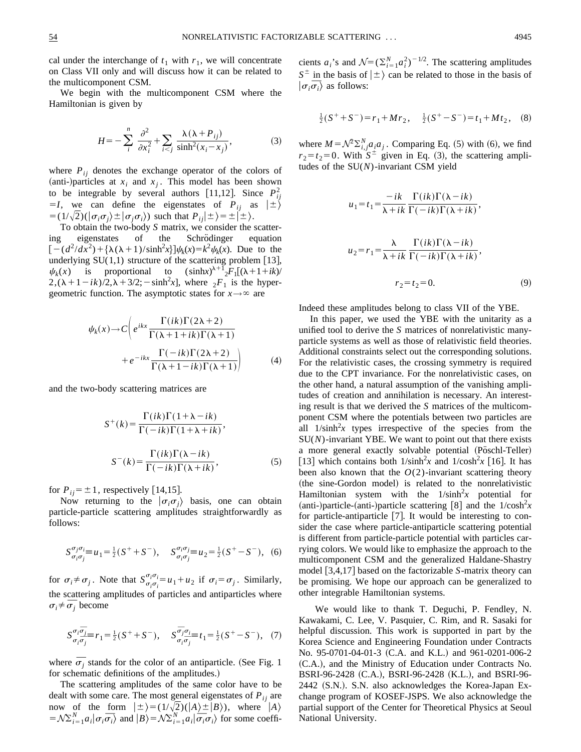cal under the interchange of $t_1$ with $r_1$, we will concentrate on Class VII only and will discuss how it can be related to the multicomponent CSM.

We begin with the multicomponent CSM where the Hamiltonian is given by

$$H=-\sum_i^n \frac{\partial^2}{\partial x_i^2}+\sum_{i<j}\frac{\lambda(\lambda+P_{ij})}{\sinh^2(x_i-x_j)}, \tag{3}$$

where $P_{ij}$ denotes the exchange operator of the colors of (anti-)particles at $x_i$ and $x_j$. This model has been shown to be integrable by several authors [11,12]. Since $P_{ij}^2=I$, we can define the eigenstates of $P_{ij}$ as $|\pm\rangle=(1/\sqrt{2})(|\sigma_i\sigma_j\rangle\pm|\sigma_j\sigma_i\rangle)$ such that $P_{ij}|\pm\rangle=\pm|\pm\rangle$.

To obtain the two-body $S$ matrix, we consider the scattering eigenstates of the Schrödinger equation $[-(d^2/dx^2)+\{\lambda(\lambda+1)/\sinh^2x\}]\psi_k(x)=k^2\psi_k(x)$. Due to the underlying SU(1,1) structure of the scattering problem [13], $\psi_k(x)$ is proportional to $(\sinh x)^{\lambda+1}{}_2F_1[(\lambda+1+ik)/2,(\lambda+1-ik)/2,\lambda+3/2;-\sinh^2x]$, where ${}_2F_1$ is the hypergeometric function. The asymptotic states for $x\to\infty$ are

$$\psi_k(x)\to C\left(e^{ikx}\frac{\Gamma(ik)\Gamma(2\lambda+2)}{\Gamma(\lambda+1+ik)\Gamma(\lambda+1)}+e^{-ikx}\frac{\Gamma(-ik)\Gamma(2\lambda+2)}{\Gamma(\lambda+1-ik)\Gamma(\lambda+1)}\right) \tag{4}$$

and the two-body scattering matrices are

$$S^+(k)=\frac{\Gamma(ik)\Gamma(1+\lambda-ik)}{\Gamma(-ik)\Gamma(1+\lambda+ik)},$$

$$S^-(k)=\frac{\Gamma(ik)\Gamma(\lambda-ik)}{\Gamma(-ik)\Gamma(\lambda+ik)}, \tag{5}$$

for $P_{ij}=\pm1$, respectively [14,15].

Now returning to the $|\sigma_i\sigma_j\rangle$ basis, one can obtain particle-particle scattering amplitudes straightforwardly as follows:

$$S_{\sigma_i\sigma_j}^{\sigma_j\sigma_i}\equiv u_1=\tfrac{1}{2}(S^++S^-),\quad S_{\sigma_i\sigma_j}^{\sigma_i\sigma_j}\equiv u_2=\tfrac{1}{2}(S^+-S^-), \tag{6}$$

for $\sigma_i\neq\sigma_j$. Note that $S_{\sigma_i\sigma_i}^{\sigma_i\sigma_i}=u_1+u_2$ if $\sigma_i=\sigma_j$. Similarly, the scattering amplitudes of particles and antiparticles where $\sigma_i\neq\overline{\sigma_j}$ become

$$S_{\sigma_i\overline{\sigma_j}}^{\sigma_i\overline{\sigma_j}}\equiv r_1=\tfrac{1}{2}(S^++S^-),\quad S_{\sigma_i\overline{\sigma_j}}^{\overline{\sigma_j}\sigma_i}\equiv t_1=\tfrac{1}{2}(S^+-S^-), \tag{7}$$

where $\overline{\sigma_j}$ stands for the color of an antiparticle. (See Fig. 1 for schematic definitions of the amplitudes.)

The scattering amplitudes of the same color have to be dealt with some care. The most general eigenstates of $P_{ij}$ are now of the form $|\pm\rangle=(1/\sqrt{2})(|A\rangle\pm|B\rangle)$, where $|A\rangle=\mathcal{N}\sum_{i=1}^N a_i|\sigma_i\overline{\sigma_i}\rangle$ and $|B\rangle=\mathcal{N}\sum_{i=1}^N a_i|\overline{\sigma_i}\sigma_i\rangle$ for some coefficients $a_i$'s and $\mathcal{N}=(\sum_{i=1}^N a_i^2)^{-1/2}$. The scattering amplitudes $S^\pm$ in the basis of $|\pm\rangle$ can be related to those in the basis of $|\sigma_i\overline{\sigma_i}\rangle$ as follows:

$$\tfrac{1}{2}(S^++S^-)=r_1+Mr_2,\quad \tfrac{1}{2}(S^+-S^-)=t_1+Mt_2, \tag{8}$$

where $M=\mathcal{N}^2\sum_{i,j}^N a_ia_j$. Comparing Eq. (5) with (6), we find $r_2=t_2=0$. With $S^\pm$ given in Eq. (3), the scattering amplitudes of the SU($N$)-invariant CSM yield

$$u_1=t_1=\frac{-ik}{\lambda+ik}\,\frac{\Gamma(ik)\Gamma(\lambda-ik)}{\Gamma(-ik)\Gamma(\lambda+ik)},$$

$$u_2=r_1=\frac{\lambda}{\lambda+ik}\,\frac{\Gamma(ik)\Gamma(\lambda-ik)}{\Gamma(-ik)\Gamma(\lambda+ik)},$$

$$r_2=t_2=0. \tag{9}$$

Indeed these amplitudes belong to class VII of the YBE.

In this paper, we used the YBE with the unitarity as a unified tool to derive the $S$ matrices of nonrelativistic many-particle systems as well as those of relativistic field theories. Additional constraints select out the corresponding solutions. For the relativistic cases, the crossing symmetry is required due to the CPT invariance. For the nonrelativistic cases, on the other hand, a natural assumption of the vanishing amplitudes of creation and annihilation is necessary. An interesting result is that we derived the $S$ matrices of the multicomponent CSM where the potentials between two particles are all $1/\sinh^2x$ types irrespective of the species from the SU($N$)-invariant YBE. We want to point out that there exists a more general exactly solvable potential (Pöschl-Teller) [13] which contains both $1/\sinh^2x$ and $1/\cosh^2x$ [16]. It has been also known that the $O(2)$-invariant scattering theory (the sine-Gordon model) is related to the nonrelativistic Hamiltonian system with the $1/\sinh^2x$ potential for (anti-)particle-(anti-)particle scattering [8] and the $1/\cosh^2x$ for particle-antiparticle [7]. It would be interesting to consider the case where particle-antiparticle scattering potential is different from particle-particle potential with particles carrying colors. We would like to emphasize the approach to the multicomponent CSM and the generalized Haldane-Shastry model [3,4,17] based on the factorizable $S$-matrix theory can be promising. We hope our approach can be generalized to other integrable Hamiltonian systems.

We would like to thank T. Deguchi, P. Fendley, N. Kawakami, C. Lee, V. Pasquier, C. Rim, and R. Sasaki for helpful discussion. This work is supported in part by the Korea Science and Engineering Foundation under Contracts No. 95-0701-04-01-3 (C.A. and K.L.) and 961-0201-006-2 (C.A.), and the Ministry of Education under Contracts No. BSRI-96-2428 (C.A.), BSRI-96-2428 (K.L.), and BSRI-96-2442 (S.N.). S.N. also acknowledges the Korea-Japan Exchange program of KOSEF-JSPS. We also acknowledge the partial support of the Center for Theoretical Physics at Seoul National University.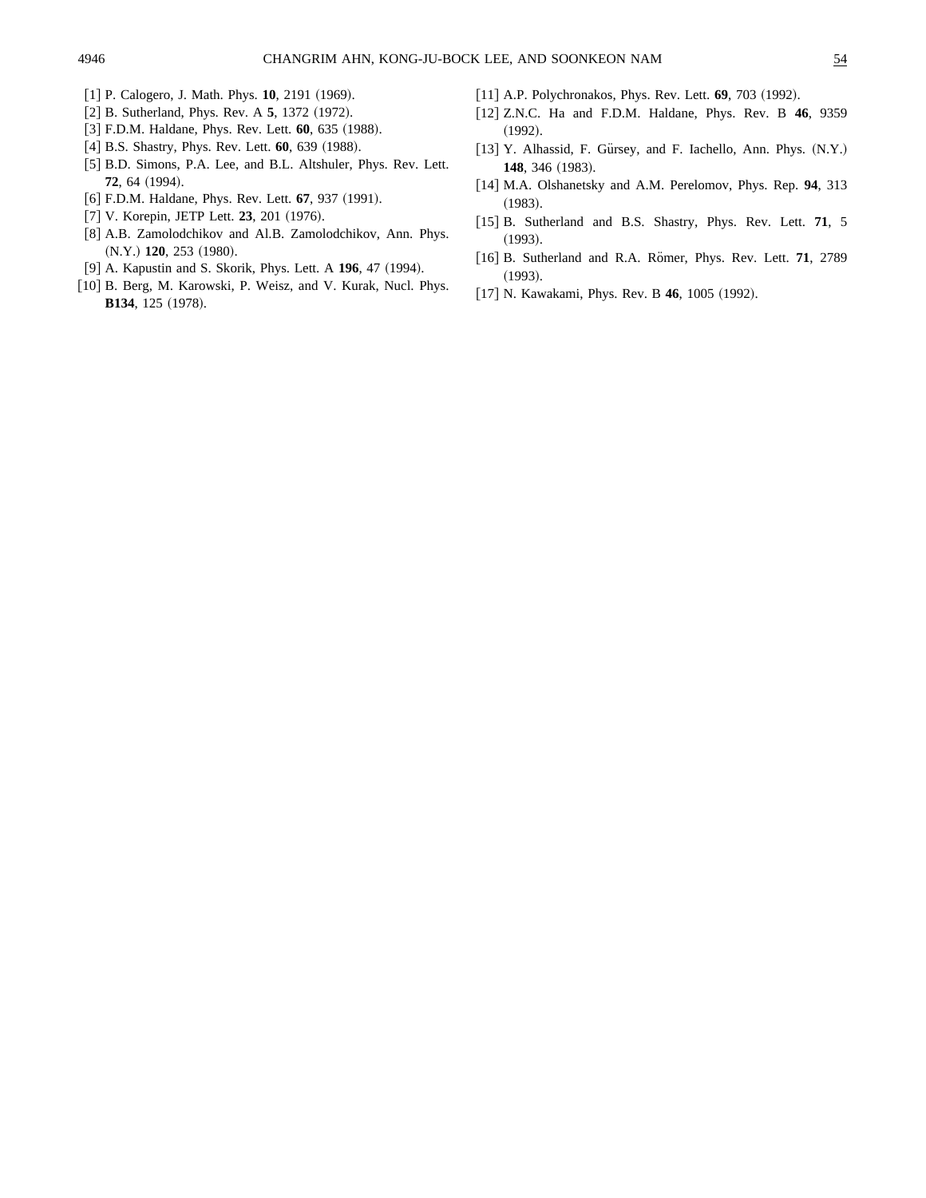[1] P. Calogero, J. Math. Phys. **10**, 2191 (1969).

[2] B. Sutherland, Phys. Rev. A **5**, 1372 (1972).

[3] F.D.M. Haldane, Phys. Rev. Lett. **60**, 635 (1988).

[4] B.S. Shastry, Phys. Rev. Lett. **60**, 639 (1988).

[5] B.D. Simons, P.A. Lee, and B.L. Altshuler, Phys. Rev. Lett. **72**, 64 (1994).

[6] F.D.M. Haldane, Phys. Rev. Lett. **67**, 937 (1991).

[7] V. Korepin, JETP Lett. **23**, 201 (1976).

[8] A.B. Zamolodchikov and Al.B. Zamolodchikov, Ann. Phys. (N.Y.) **120**, 253 (1980).

[9] A. Kapustin and S. Skorik, Phys. Lett. A **196**, 47 (1994).

[10] B. Berg, M. Karowski, P. Weisz, and V. Kurak, Nucl. Phys. **B134**, 125 (1978).

[11] A.P. Polychronakos, Phys. Rev. Lett. **69**, 703 (1992).

[12] Z.N.C. Ha and F.D.M. Haldane, Phys. Rev. B **46**, 9359 (1992).

[13] Y. Alhassid, F. Gürsey, and F. Iachello, Ann. Phys. (N.Y.) **148**, 346 (1983).

[14] M.A. Olshanetsky and A.M. Perelomov, Phys. Rep. **94**, 313 (1983).

[15] B. Sutherland and B.S. Shastry, Phys. Rev. Lett. **71**, 5 (1993).

[16] B. Sutherland and R.A. Römer, Phys. Rev. Lett. **71**, 2789 (1993).

[17] N. Kawakami, Phys. Rev. B **46**, 1005 (1992).